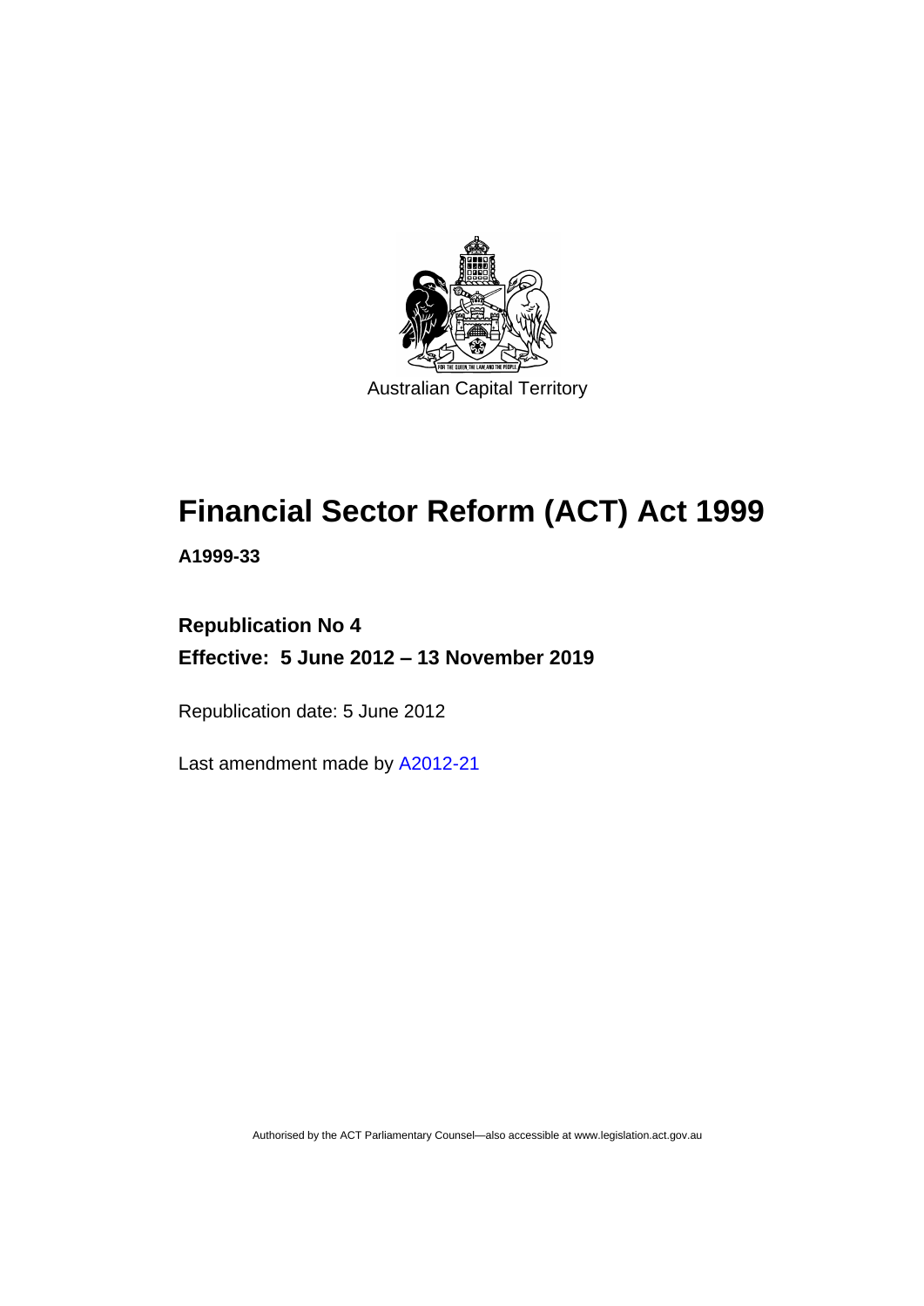Australian Capital Territory

# Financial Sector Reform (ACT) Act 1999

**A1999-33**

**Republication No 4**

**Effective: 5 June 2012 – 13 November 2019**

Republication date: 5 June 2012

Last amendment made by A2012-21

Authorised by the ACT Parliamentary Counsel—also accessible at www.legislation.act.gov.au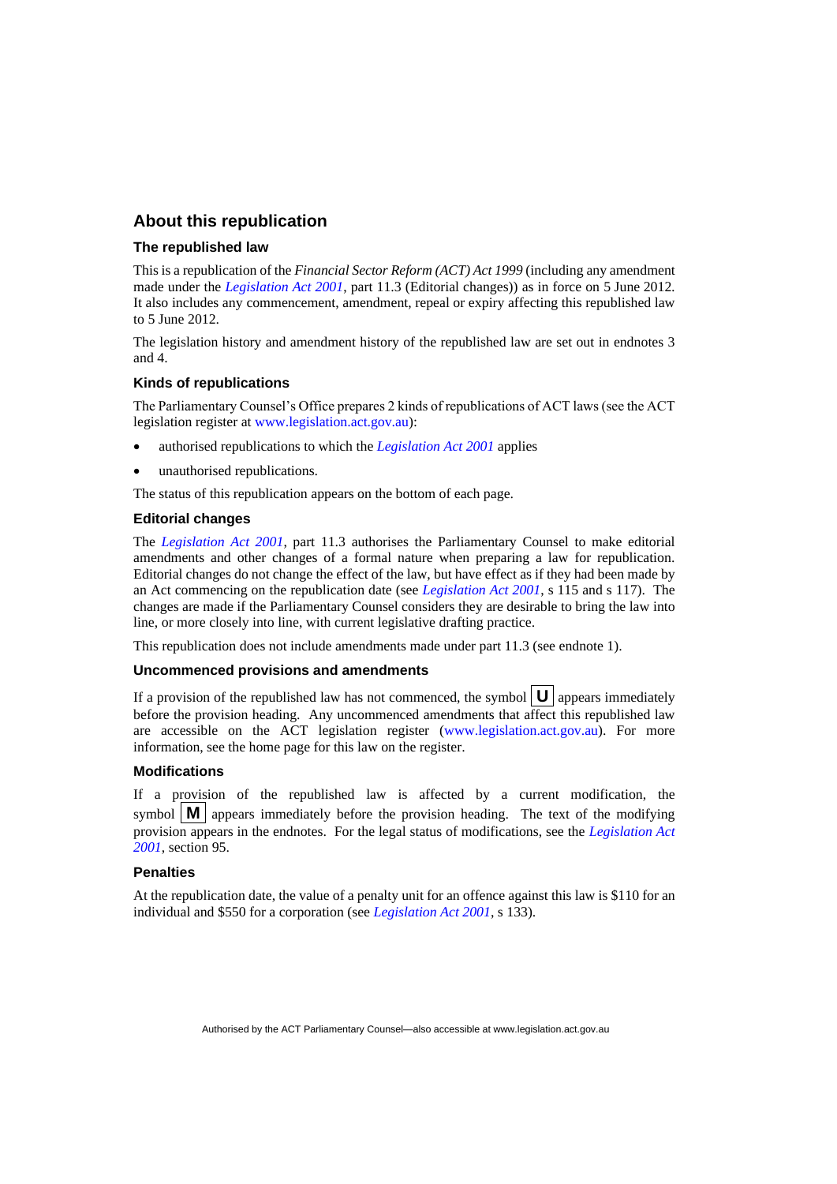## About this republication

### The republished law

This is a republication of the *Financial Sector Reform (ACT) Act 1999* (including any amendment made under the *Legislation Act 2001*, part 11.3 (Editorial changes)) as in force on 5 June 2012. It also includes any commencement, amendment, repeal or expiry affecting this republished law to 5 June 2012.

The legislation history and amendment history of the republished law are set out in endnotes 3 and 4.

### Kinds of republications

The Parliamentary Counsel's Office prepares 2 kinds of republications of ACT laws (see the ACT legislation register at www.legislation.act.gov.au):

- authorised republications to which the *Legislation Act 2001* applies
- unauthorised republications.

The status of this republication appears on the bottom of each page.

### Editorial changes

The *Legislation Act 2001*, part 11.3 authorises the Parliamentary Counsel to make editorial amendments and other changes of a formal nature when preparing a law for republication. Editorial changes do not change the effect of the law, but have effect as if they had been made by an Act commencing on the republication date (see *Legislation Act 2001*, s 115 and s 117). The changes are made if the Parliamentary Counsel considers they are desirable to bring the law into line, or more closely into line, with current legislative drafting practice.

This republication does not include amendments made under part 11.3 (see endnote 1).

### Uncommenced provisions and amendments

If a provision of the republished law has not commenced, the symbol **U** appears immediately before the provision heading. Any uncommenced amendments that affect this republished law are accessible on the ACT legislation register (www.legislation.act.gov.au). For more information, see the home page for this law on the register.

### Modifications

If a provision of the republished law is affected by a current modification, the symbol **M** appears immediately before the provision heading. The text of the modifying provision appears in the endnotes. For the legal status of modifications, see the *Legislation Act 2001*, section 95.

### Penalties

At the republication date, the value of a penalty unit for an offence against this law is $110 for an individual and $550 for a corporation (see *Legislation Act 2001*, s 133).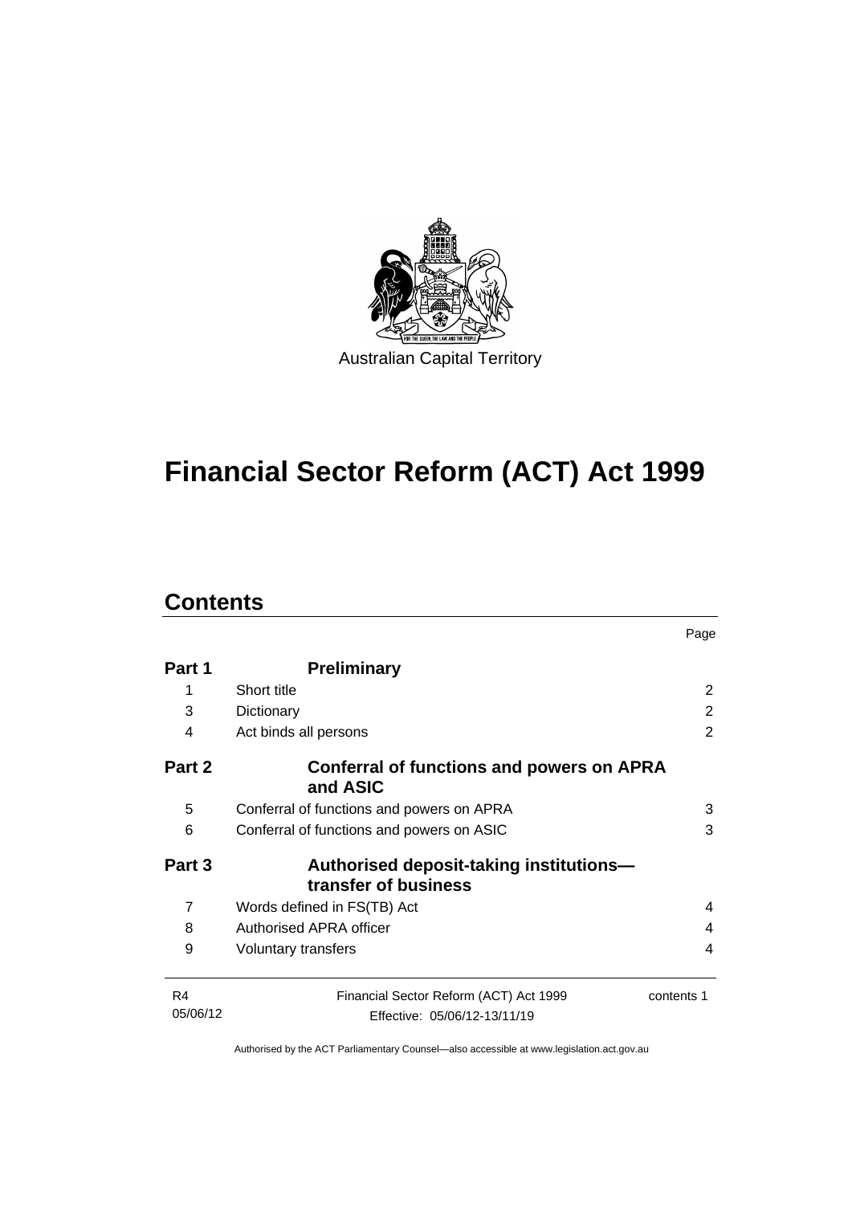Australian Capital Territory

# Financial Sector Reform (ACT) Act 1999

## Contents

| | | Page |
|---|---|---|
| **Part 1** | **Preliminary** | |
| 1 | Short title | 2 |
| 3 | Dictionary | 2 |
| 4 | Act binds all persons | 2 |
| **Part 2** | **Conferral of functions and powers on APRA and ASIC** | |
| 5 | Conferral of functions and powers on APRA | 3 |
| 6 | Conferral of functions and powers on ASIC | 3 |
| **Part 3** | **Authorised deposit-taking institutions—transfer of business** | |
| 7 | Words defined in FS(TB) Act | 4 |
| 8 | Authorised APRA officer | 4 |
| 9 | Voluntary transfers | 4 |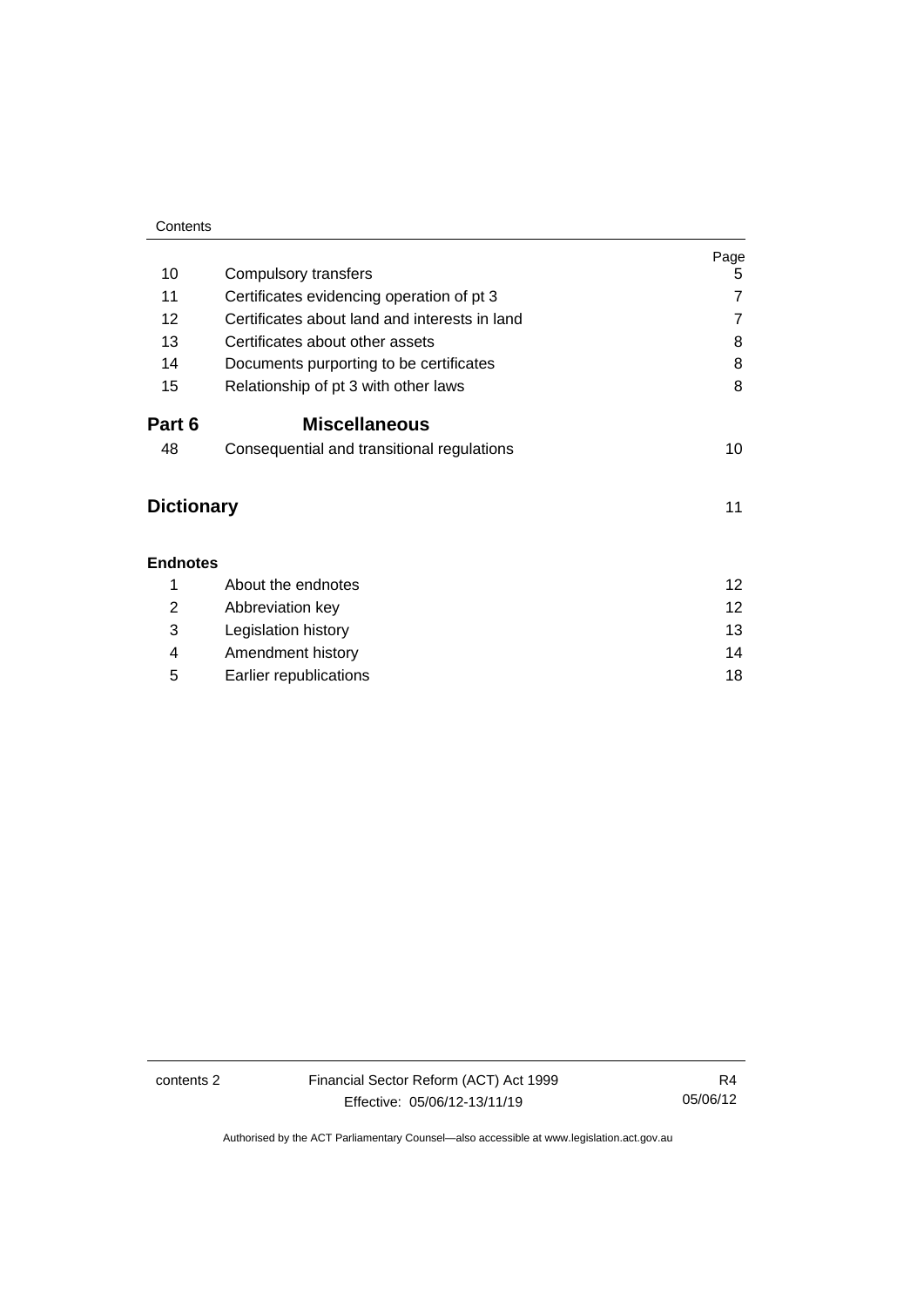| | | Page |
|---|---|---|
| 10 | Compulsory transfers | 5 |
| 11 | Certificates evidencing operation of pt 3 | 7 |
| 12 | Certificates about land and interests in land | 7 |
| 13 | Certificates about other assets | 8 |
| 14 | Documents purporting to be certificates | 8 |
| 15 | Relationship of pt 3 with other laws | 8 |

## Part 6 Miscellaneous

| | | |
|---|---|---|
| 48 | Consequential and transitional regulations | 10 |

## Dictionary 11

**Endnotes**

| | | |
|---|---|---|
| 1 | About the endnotes | 12 |
| 2 | Abbreviation key | 12 |
| 3 | Legislation history | 13 |
| 4 | Amendment history | 14 |
| 5 | Earlier republications | 18 |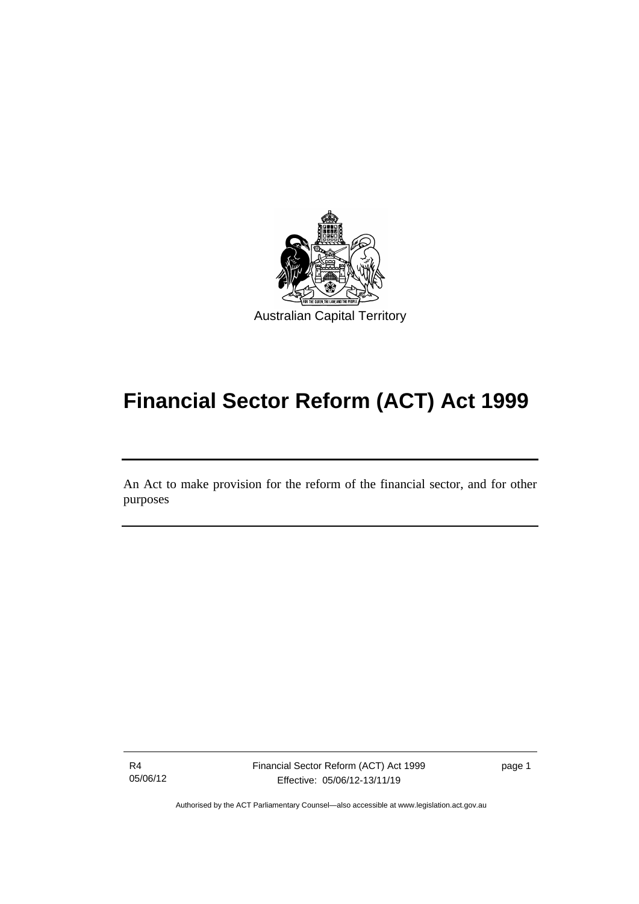Australian Capital Territory

# Financial Sector Reform (ACT) Act 1999

An Act to make provision for the reform of the financial sector, and for other purposes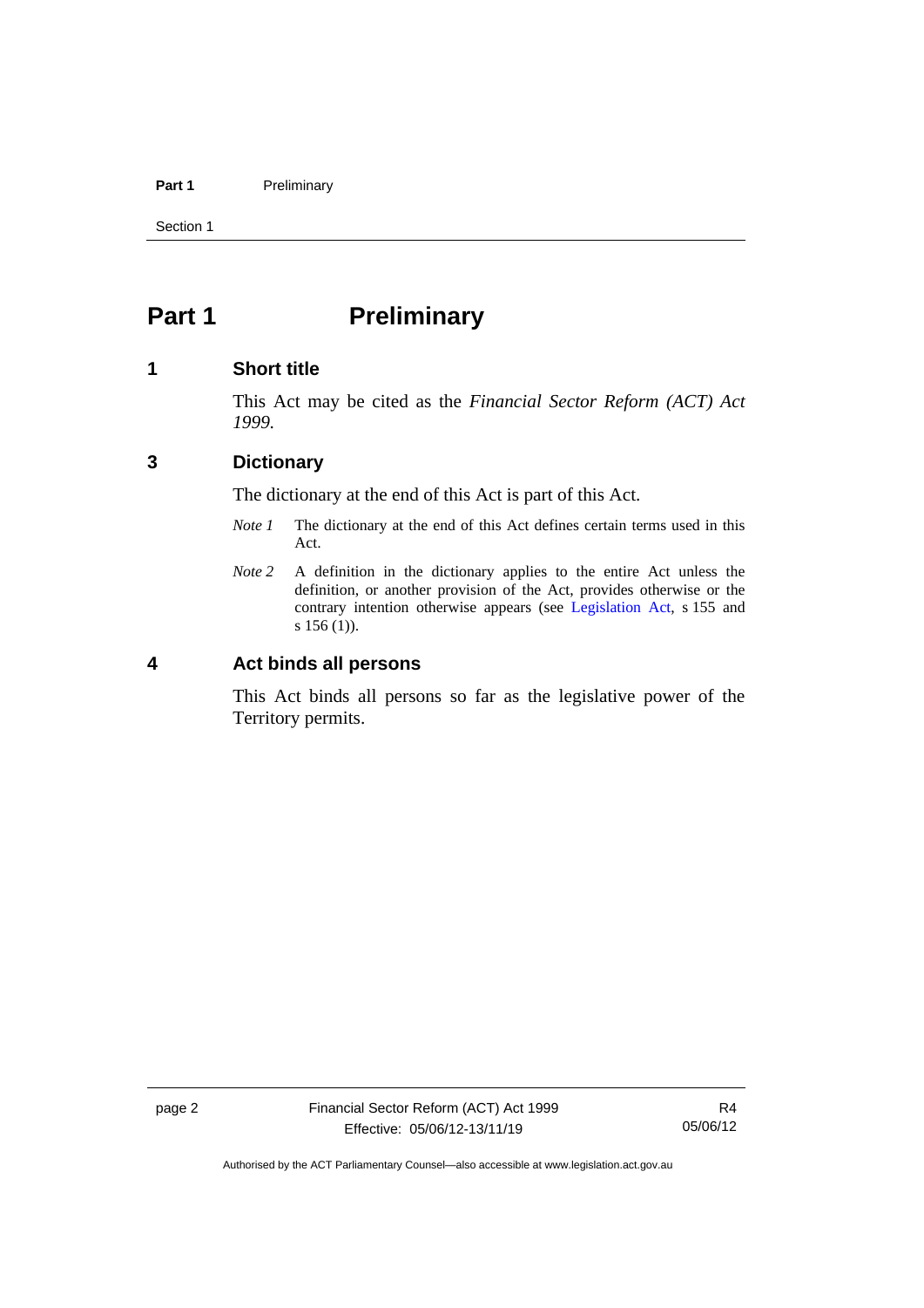# Part 1 Preliminary

## 1 Short title

This Act may be cited as the *Financial Sector Reform (ACT) Act 1999.*

## 3 Dictionary

The dictionary at the end of this Act is part of this Act.

*Note 1* The dictionary at the end of this Act defines certain terms used in this Act.

*Note 2* A definition in the dictionary applies to the entire Act unless the definition, or another provision of the Act, provides otherwise or the contrary intention otherwise appears (see Legislation Act, s 155 and s 156 (1)).

## 4 Act binds all persons

This Act binds all persons so far as the legislative power of the Territory permits.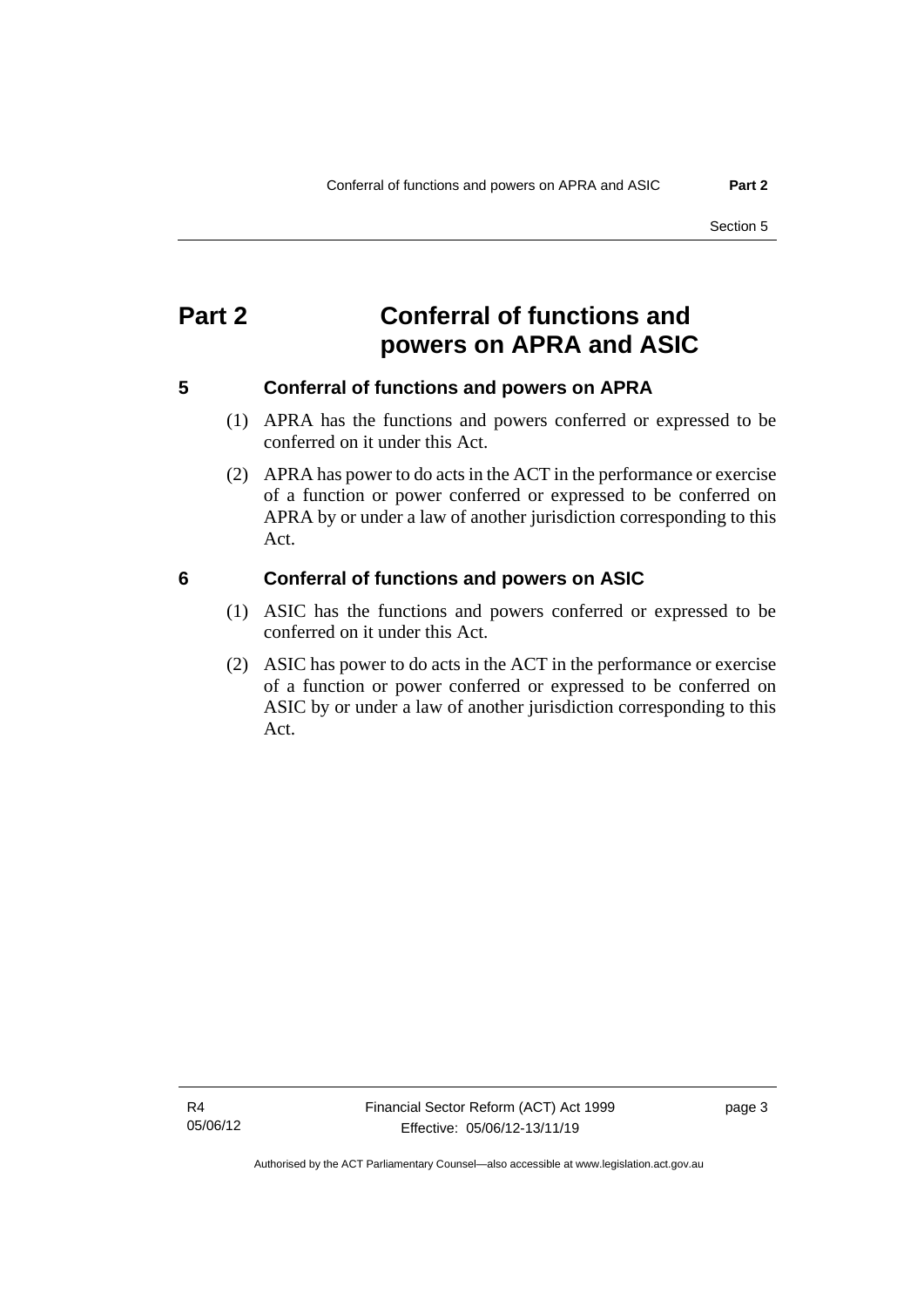# Part 2 Conferral of functions and powers on APRA and ASIC

## 5 Conferral of functions and powers on APRA

(1) APRA has the functions and powers conferred or expressed to be conferred on it under this Act.

(2) APRA has power to do acts in the ACT in the performance or exercise of a function or power conferred or expressed to be conferred on APRA by or under a law of another jurisdiction corresponding to this Act.

## 6 Conferral of functions and powers on ASIC

(1) ASIC has the functions and powers conferred or expressed to be conferred on it under this Act.

(2) ASIC has power to do acts in the ACT in the performance or exercise of a function or power conferred or expressed to be conferred on ASIC by or under a law of another jurisdiction corresponding to this Act.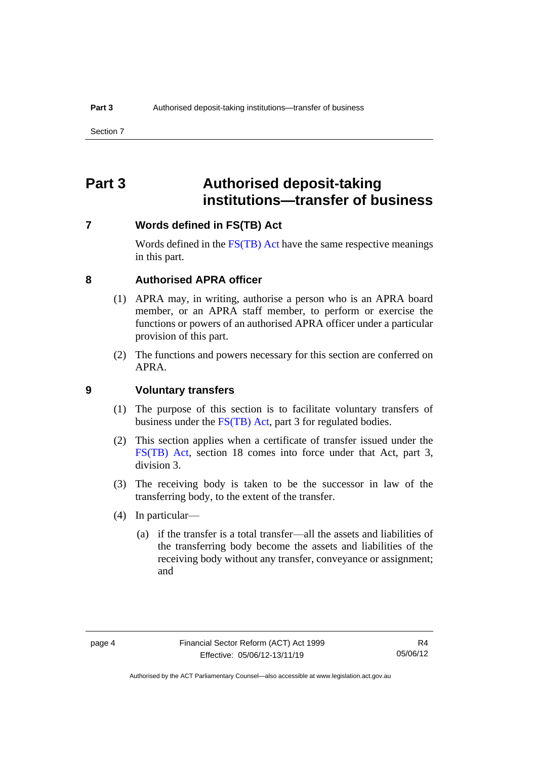# Part 3 Authorised deposit-taking institutions—transfer of business

## 7 Words defined in FS(TB) Act

Words defined in the FS(TB) Act have the same respective meanings in this part.

## 8 Authorised APRA officer

(1) APRA may, in writing, authorise a person who is an APRA board member, or an APRA staff member, to perform or exercise the functions or powers of an authorised APRA officer under a particular provision of this part.

(2) The functions and powers necessary for this section are conferred on APRA.

## 9 Voluntary transfers

(1) The purpose of this section is to facilitate voluntary transfers of business under the FS(TB) Act, part 3 for regulated bodies.

(2) This section applies when a certificate of transfer issued under the FS(TB) Act, section 18 comes into force under that Act, part 3, division 3.

(3) The receiving body is taken to be the successor in law of the transferring body, to the extent of the transfer.

(4) In particular—

(a) if the transfer is a total transfer—all the assets and liabilities of the transferring body become the assets and liabilities of the receiving body without any transfer, conveyance or assignment; and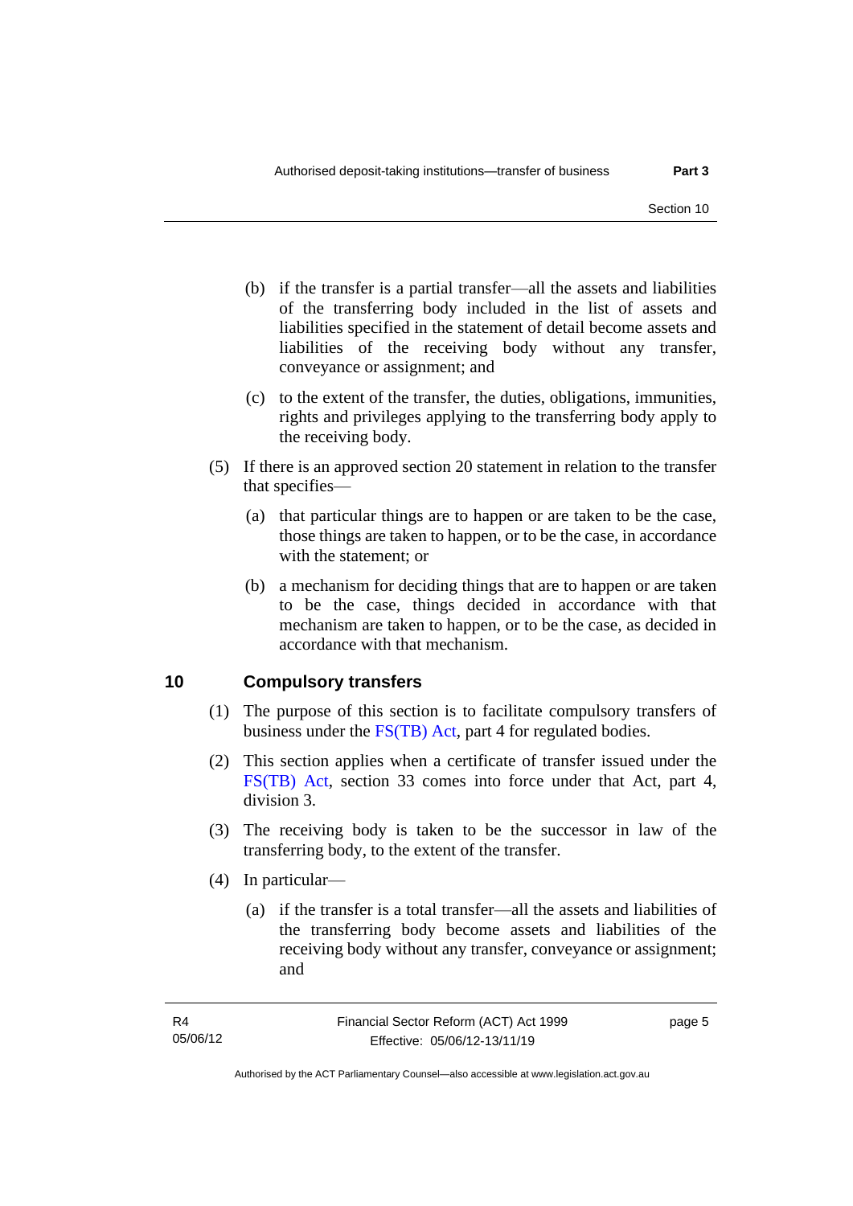(b) if the transfer is a partial transfer—all the assets and liabilities of the transferring body included in the list of assets and liabilities specified in the statement of detail become assets and liabilities of the receiving body without any transfer, conveyance or assignment; and

(c) to the extent of the transfer, the duties, obligations, immunities, rights and privileges applying to the transferring body apply to the receiving body.

(5) If there is an approved section 20 statement in relation to the transfer that specifies—

(a) that particular things are to happen or are taken to be the case, those things are taken to happen, or to be the case, in accordance with the statement; or

(b) a mechanism for deciding things that are to happen or are taken to be the case, things decided in accordance with that mechanism are taken to happen, or to be the case, as decided in accordance with that mechanism.

## 10 Compulsory transfers

(1) The purpose of this section is to facilitate compulsory transfers of business under the FS(TB) Act, part 4 for regulated bodies.

(2) This section applies when a certificate of transfer issued under the FS(TB) Act, section 33 comes into force under that Act, part 4, division 3.

(3) The receiving body is taken to be the successor in law of the transferring body, to the extent of the transfer.

(4) In particular—

(a) if the transfer is a total transfer—all the assets and liabilities of the transferring body become assets and liabilities of the receiving body without any transfer, conveyance or assignment; and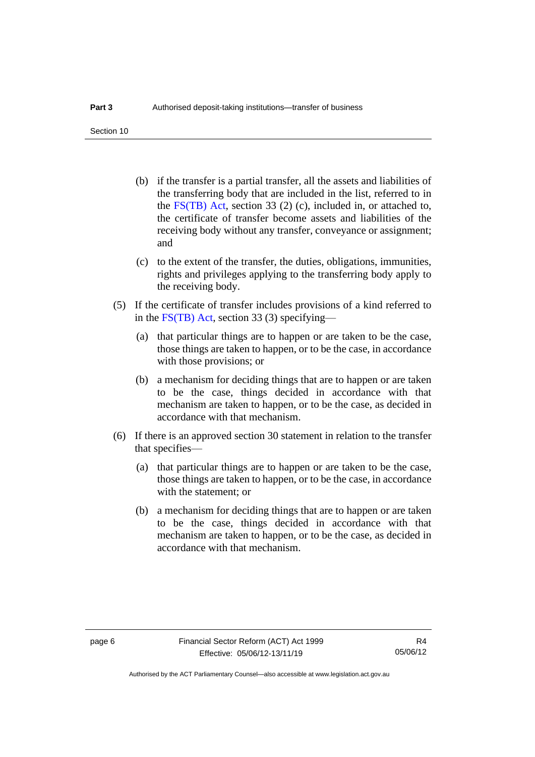(b) if the transfer is a partial transfer, all the assets and liabilities of the transferring body that are included in the list, referred to in the FS(TB) Act, section 33 (2) (c), included in, or attached to, the certificate of transfer become assets and liabilities of the receiving body without any transfer, conveyance or assignment; and

(c) to the extent of the transfer, the duties, obligations, immunities, rights and privileges applying to the transferring body apply to the receiving body.

(5) If the certificate of transfer includes provisions of a kind referred to in the FS(TB) Act, section 33 (3) specifying—

(a) that particular things are to happen or are taken to be the case, those things are taken to happen, or to be the case, in accordance with those provisions; or

(b) a mechanism for deciding things that are to happen or are taken to be the case, things decided in accordance with that mechanism are taken to happen, or to be the case, as decided in accordance with that mechanism.

(6) If there is an approved section 30 statement in relation to the transfer that specifies—

(a) that particular things are to happen or are taken to be the case, those things are taken to happen, or to be the case, in accordance with the statement; or

(b) a mechanism for deciding things that are to happen or are taken to be the case, things decided in accordance with that mechanism are taken to happen, or to be the case, as decided in accordance with that mechanism.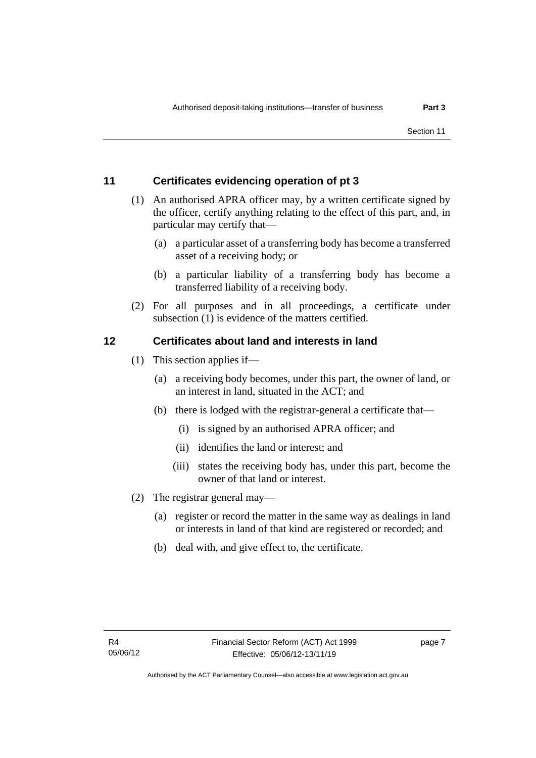## 11 Certificates evidencing operation of pt 3

(1) An authorised APRA officer may, by a written certificate signed by the officer, certify anything relating to the effect of this part, and, in particular may certify that—

(a) a particular asset of a transferring body has become a transferred asset of a receiving body; or

(b) a particular liability of a transferring body has become a transferred liability of a receiving body.

(2) For all purposes and in all proceedings, a certificate under subsection (1) is evidence of the matters certified.

## 12 Certificates about land and interests in land

(1) This section applies if—

(a) a receiving body becomes, under this part, the owner of land, or an interest in land, situated in the ACT; and

(b) there is lodged with the registrar-general a certificate that—

(i) is signed by an authorised APRA officer; and

(ii) identifies the land or interest; and

(iii) states the receiving body has, under this part, become the owner of that land or interest.

(2) The registrar general may—

(a) register or record the matter in the same way as dealings in land or interests in land of that kind are registered or recorded; and

(b) deal with, and give effect to, the certificate.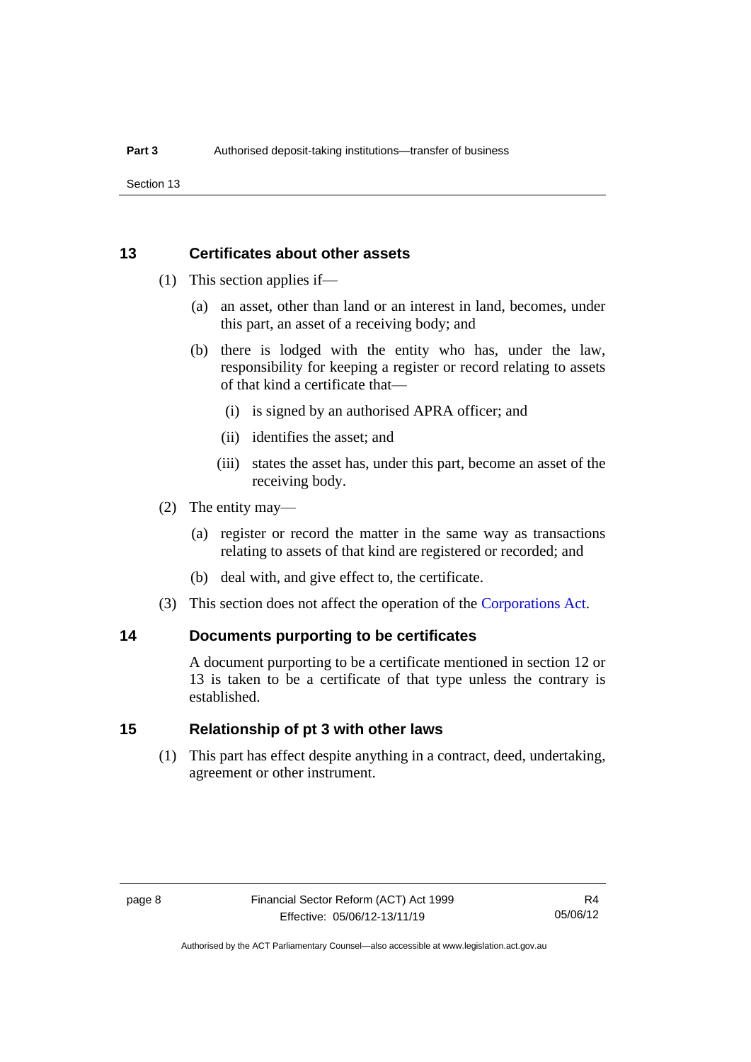## 13 Certificates about other assets

(1) This section applies if—

(a) an asset, other than land or an interest in land, becomes, under this part, an asset of a receiving body; and

(b) there is lodged with the entity who has, under the law, responsibility for keeping a register or record relating to assets of that kind a certificate that—

(i) is signed by an authorised APRA officer; and

(ii) identifies the asset; and

(iii) states the asset has, under this part, become an asset of the receiving body.

(2) The entity may—

(a) register or record the matter in the same way as transactions relating to assets of that kind are registered or recorded; and

(b) deal with, and give effect to, the certificate.

(3) This section does not affect the operation of the Corporations Act.

## 14 Documents purporting to be certificates

A document purporting to be a certificate mentioned in section 12 or 13 is taken to be a certificate of that type unless the contrary is established.

## 15 Relationship of pt 3 with other laws

(1) This part has effect despite anything in a contract, deed, undertaking, agreement or other instrument.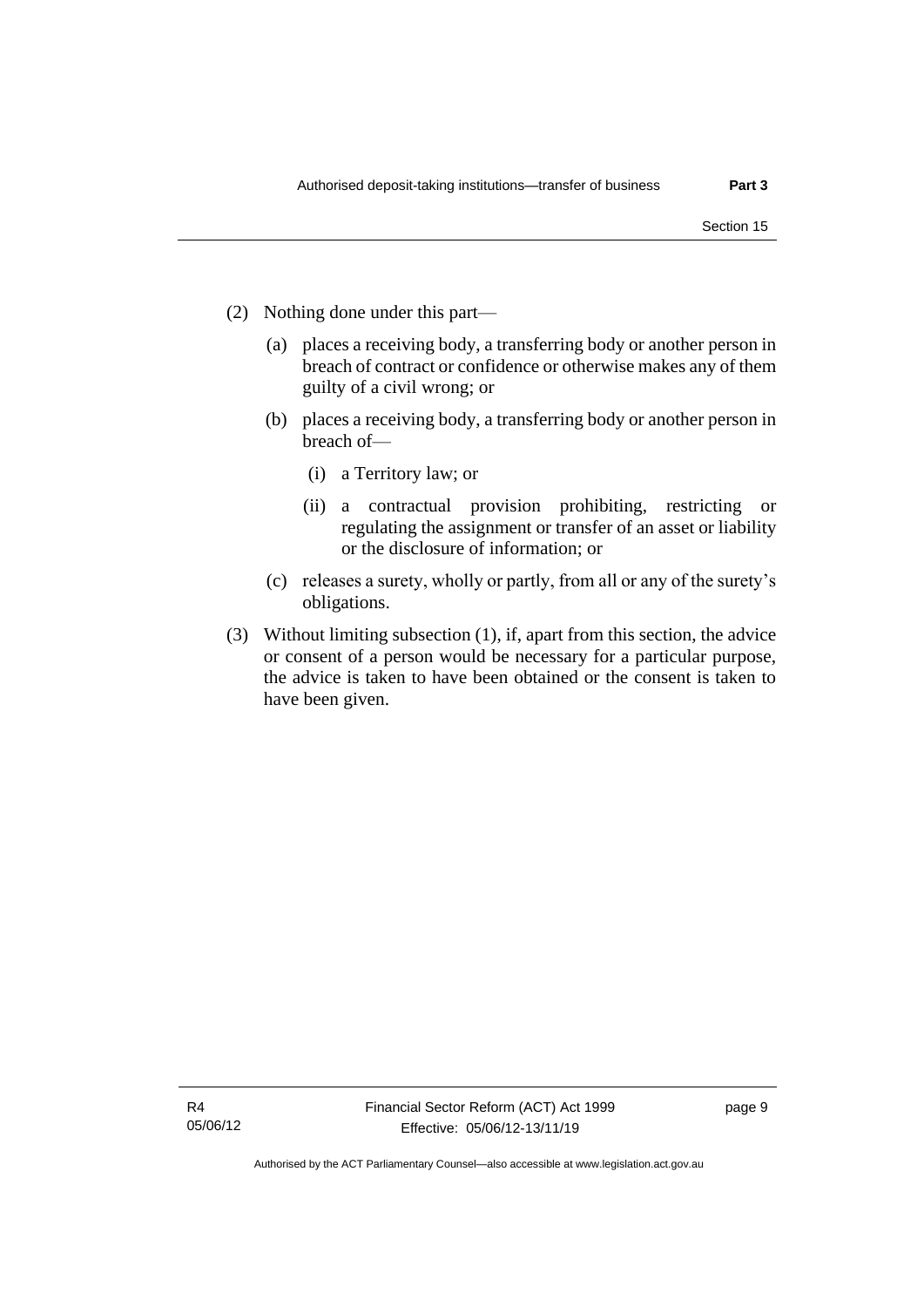(2) Nothing done under this part—

   (a) places a receiving body, a transferring body or another person in breach of contract or confidence or otherwise makes any of them guilty of a civil wrong; or

   (b) places a receiving body, a transferring body or another person in breach of—

      (i) a Territory law; or

      (ii) a contractual provision prohibiting, restricting or regulating the assignment or transfer of an asset or liability or the disclosure of information; or

   (c) releases a surety, wholly or partly, from all or any of the surety's obligations.

(3) Without limiting subsection (1), if, apart from this section, the advice or consent of a person would be necessary for a particular purpose, the advice is taken to have been obtained or the consent is taken to have been given.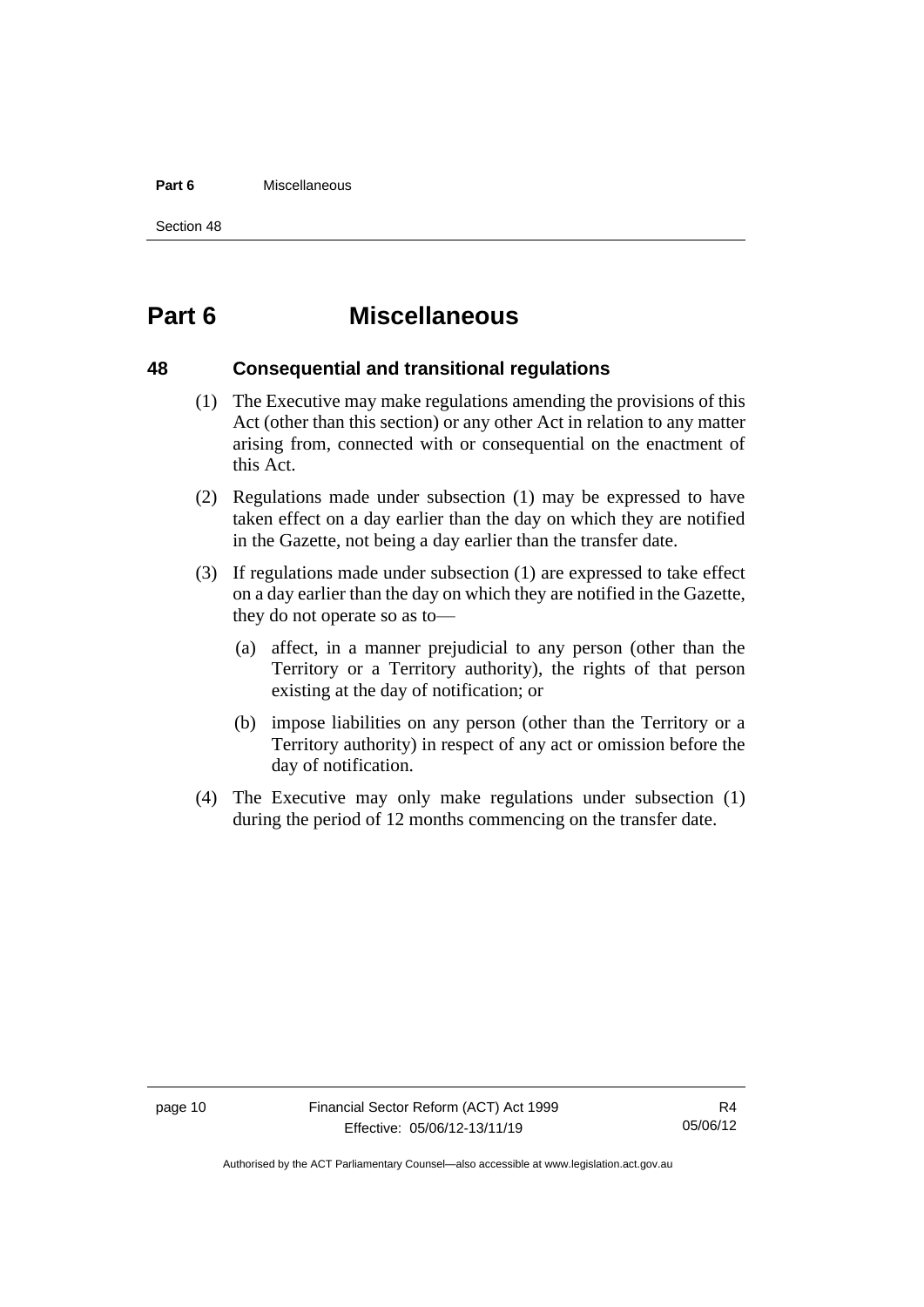# Part 6 Miscellaneous

## 48 Consequential and transitional regulations

(1) The Executive may make regulations amending the provisions of this Act (other than this section) or any other Act in relation to any matter arising from, connected with or consequential on the enactment of this Act.

(2) Regulations made under subsection (1) may be expressed to have taken effect on a day earlier than the day on which they are notified in the Gazette, not being a day earlier than the transfer date.

(3) If regulations made under subsection (1) are expressed to take effect on a day earlier than the day on which they are notified in the Gazette, they do not operate so as to—

(a) affect, in a manner prejudicial to any person (other than the Territory or a Territory authority), the rights of that person existing at the day of notification; or

(b) impose liabilities on any person (other than the Territory or a Territory authority) in respect of any act or omission before the day of notification.

(4) The Executive may only make regulations under subsection (1) during the period of 12 months commencing on the transfer date.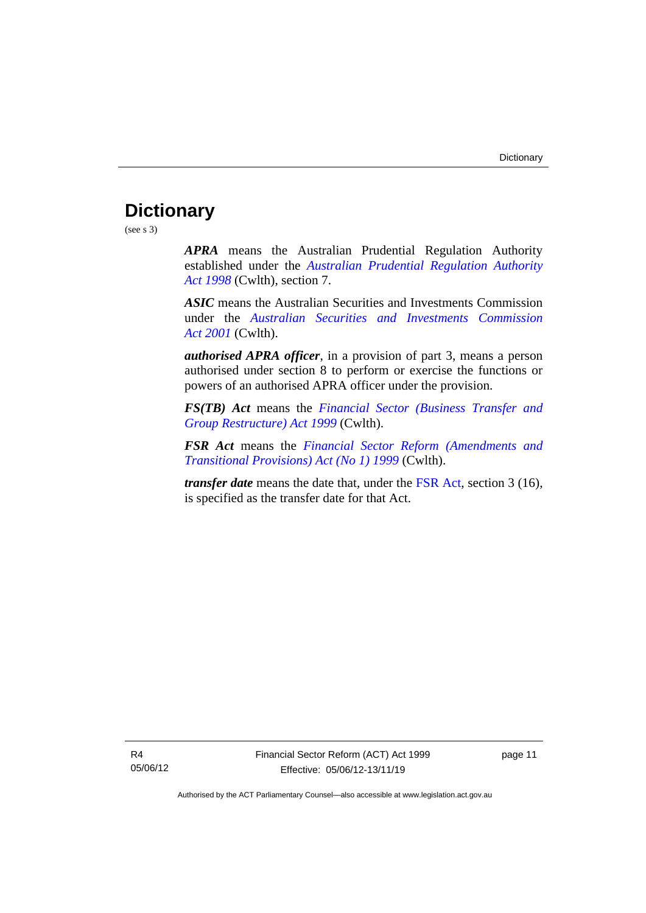# Dictionary

(see s 3)

***APRA*** means the Australian Prudential Regulation Authority established under the *Australian Prudential Regulation Authority Act 1998* (Cwlth), section 7.

***ASIC*** means the Australian Securities and Investments Commission under the *Australian Securities and Investments Commission Act 2001* (Cwlth).

***authorised APRA officer***, in a provision of part 3, means a person authorised under section 8 to perform or exercise the functions or powers of an authorised APRA officer under the provision.

***FS(TB) Act*** means the *Financial Sector (Business Transfer and Group Restructure) Act 1999* (Cwlth).

***FSR Act*** means the *Financial Sector Reform (Amendments and Transitional Provisions) Act (No 1) 1999* (Cwlth).

***transfer date*** means the date that, under the FSR Act, section 3 (16), is specified as the transfer date for that Act.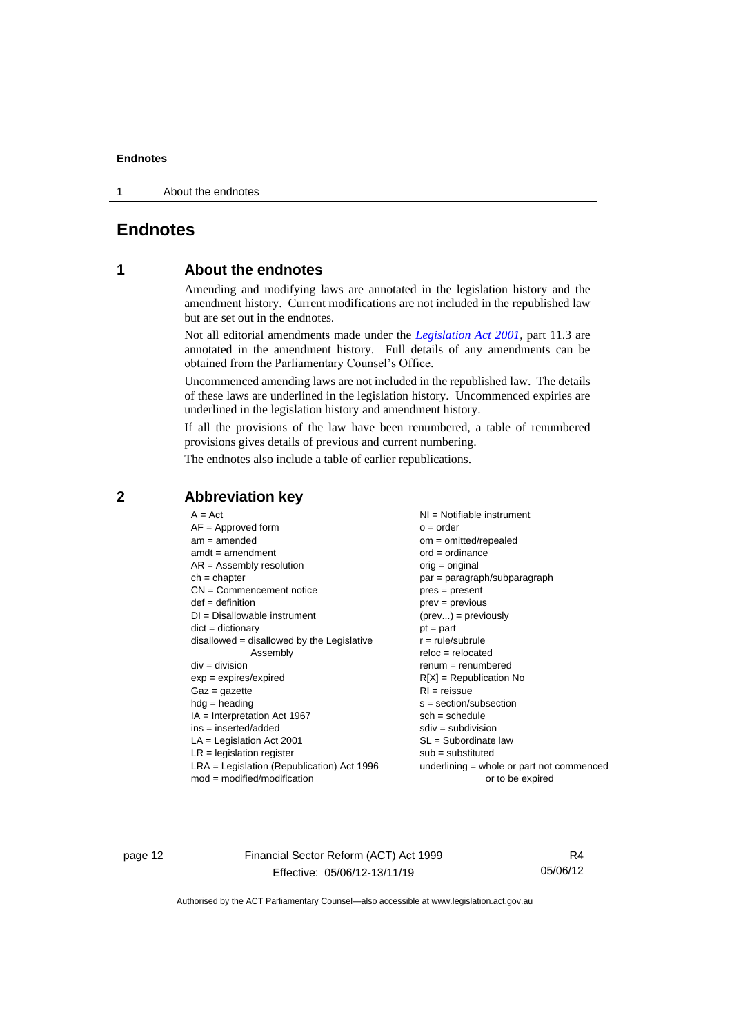# Endnotes

## 1 About the endnotes

Amending and modifying laws are annotated in the legislation history and the amendment history. Current modifications are not included in the republished law but are set out in the endnotes.

Not all editorial amendments made under the *Legislation Act 2001*, part 11.3 are annotated in the amendment history. Full details of any amendments can be obtained from the Parliamentary Counsel's Office.

Uncommenced amending laws are not included in the republished law. The details of these laws are underlined in the legislation history. Uncommenced expiries are underlined in the legislation history and amendment history.

If all the provisions of the law have been renumbered, a table of renumbered provisions gives details of previous and current numbering.

The endnotes also include a table of earlier republications.

## 2 Abbreviation key

A = Act
AF = Approved form
am = amended
amdt = amendment
AR = Assembly resolution
ch = chapter
CN = Commencement notice
def = definition
DI = Disallowable instrument
dict = dictionary
disallowed = disallowed by the Legislative Assembly
div = division
exp = expires/expired
Gaz = gazette
hdg = heading
IA = Interpretation Act 1967
ins = inserted/added
LA = Legislation Act 2001
LR = legislation register
LRA = Legislation (Republication) Act 1996
mod = modified/modification
NI = Notifiable instrument
o = order
om = omitted/repealed
ord = ordinance
orig = original
par = paragraph/subparagraph
pres = present
prev = previous
(prev...) = previously
pt = part
r = rule/subrule
reloc = relocated
renum = renumbered
R[X] = Republication No
RI = reissue
s = section/subsection
sch = schedule
sdiv = subdivision
SL = Subordinate law
sub = substituted
underlining = whole or part not commenced or to be expired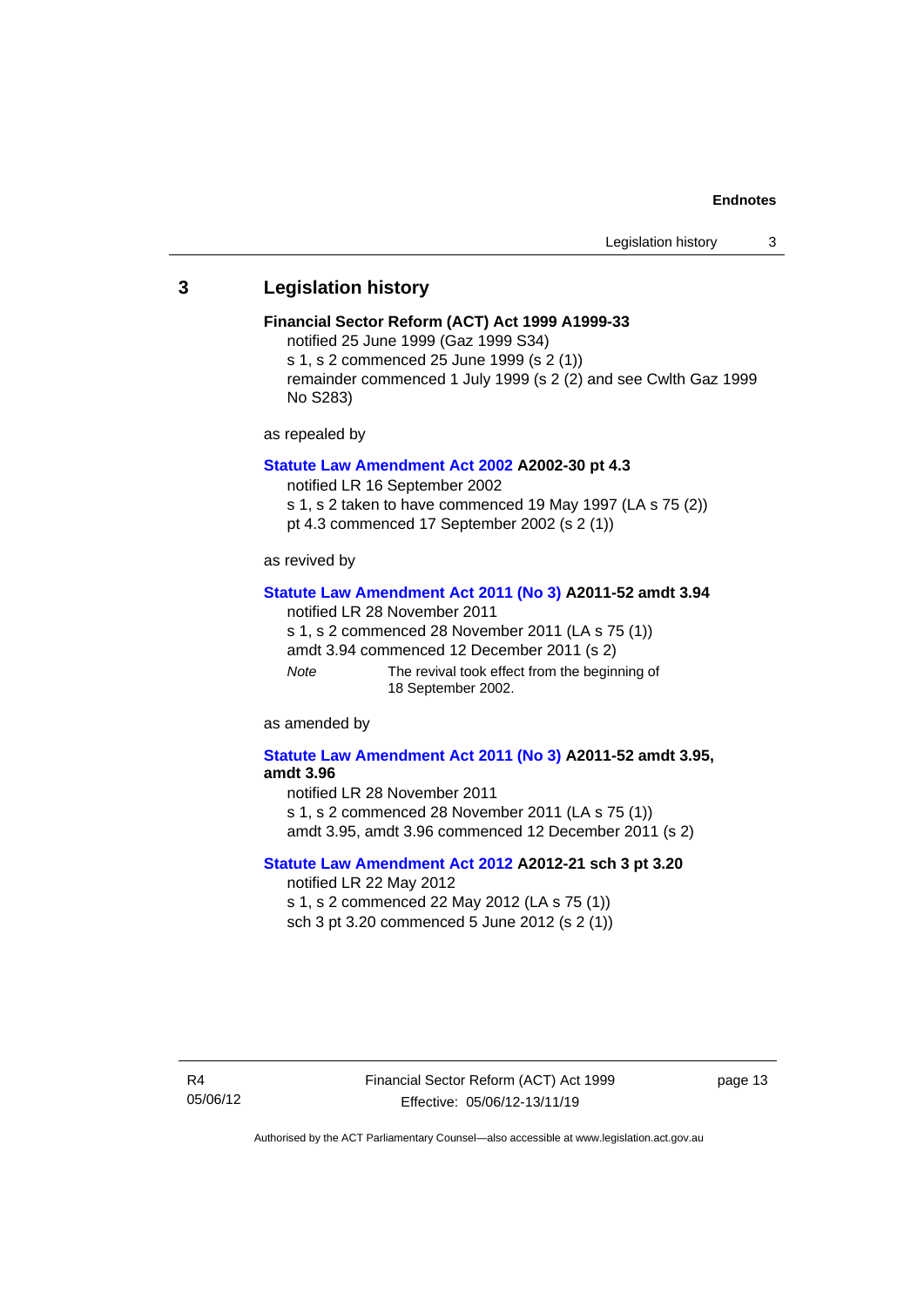## 3 Legislation history

**Financial Sector Reform (ACT) Act 1999 A1999-33**

notified 25 June 1999 (Gaz 1999 S34)

s 1, s 2 commenced 25 June 1999 (s 2 (1))

remainder commenced 1 July 1999 (s 2 (2) and see Cwlth Gaz 1999 No S283)

as repealed by

**Statute Law Amendment Act 2002 A2002-30 pt 4.3**

notified LR 16 September 2002

s 1, s 2 taken to have commenced 19 May 1997 (LA s 75 (2))

pt 4.3 commenced 17 September 2002 (s 2 (1))

as revived by

**Statute Law Amendment Act 2011 (No 3) A2011-52 amdt 3.94**

notified LR 28 November 2011

s 1, s 2 commenced 28 November 2011 (LA s 75 (1))

amdt 3.94 commenced 12 December 2011 (s 2)

*Note* The revival took effect from the beginning of 18 September 2002.

as amended by

**Statute Law Amendment Act 2011 (No 3) A2011-52 amdt 3.95, amdt 3.96**

notified LR 28 November 2011

s 1, s 2 commenced 28 November 2011 (LA s 75 (1))

amdt 3.95, amdt 3.96 commenced 12 December 2011 (s 2)

**Statute Law Amendment Act 2012 A2012-21 sch 3 pt 3.20**

notified LR 22 May 2012

s 1, s 2 commenced 22 May 2012 (LA s 75 (1))

sch 3 pt 3.20 commenced 5 June 2012 (s 2 (1))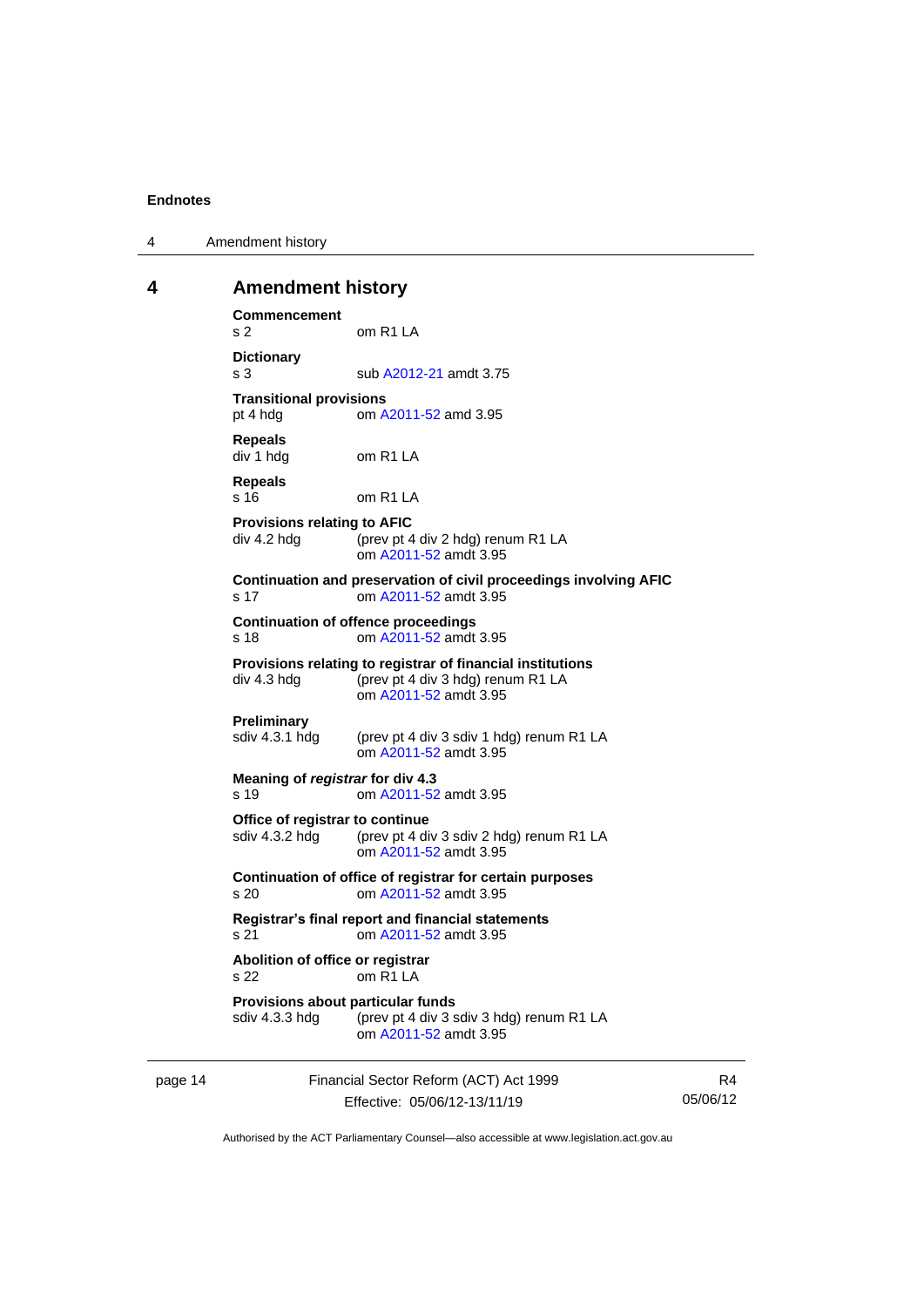## 4 Amendment history

**Commencement**
s 2 om R1 LA

**Dictionary**
s 3 sub A2012-21 amdt 3.75

**Transitional provisions**
pt 4 hdg om A2011-52 amd 3.95

**Repeals**
div 1 hdg om R1 LA

**Repeals**
s 16 om R1 LA

**Provisions relating to AFIC**
div 4.2 hdg (prev pt 4 div 2 hdg) renum R1 LA
om A2011-52 amdt 3.95

**Continuation and preservation of civil proceedings involving AFIC**
s 17 om A2011-52 amdt 3.95

**Continuation of offence proceedings**
s 18 om A2011-52 amdt 3.95

**Provisions relating to registrar of financial institutions**
div 4.3 hdg (prev pt 4 div 3 hdg) renum R1 LA
om A2011-52 amdt 3.95

**Preliminary**
sdiv 4.3.1 hdg (prev pt 4 div 3 sdiv 1 hdg) renum R1 LA
om A2011-52 amdt 3.95

**Meaning of *registrar* for div 4.3**
s 19 om A2011-52 amdt 3.95

**Office of registrar to continue**
sdiv 4.3.2 hdg (prev pt 4 div 3 sdiv 2 hdg) renum R1 LA
om A2011-52 amdt 3.95

**Continuation of office of registrar for certain purposes**
s 20 om A2011-52 amdt 3.95

**Registrar's final report and financial statements**
s 21 om A2011-52 amdt 3.95

**Abolition of office or registrar**
s 22 om R1 LA

**Provisions about particular funds**
sdiv 4.3.3 hdg (prev pt 4 div 3 sdiv 3 hdg) renum R1 LA
om A2011-52 amdt 3.95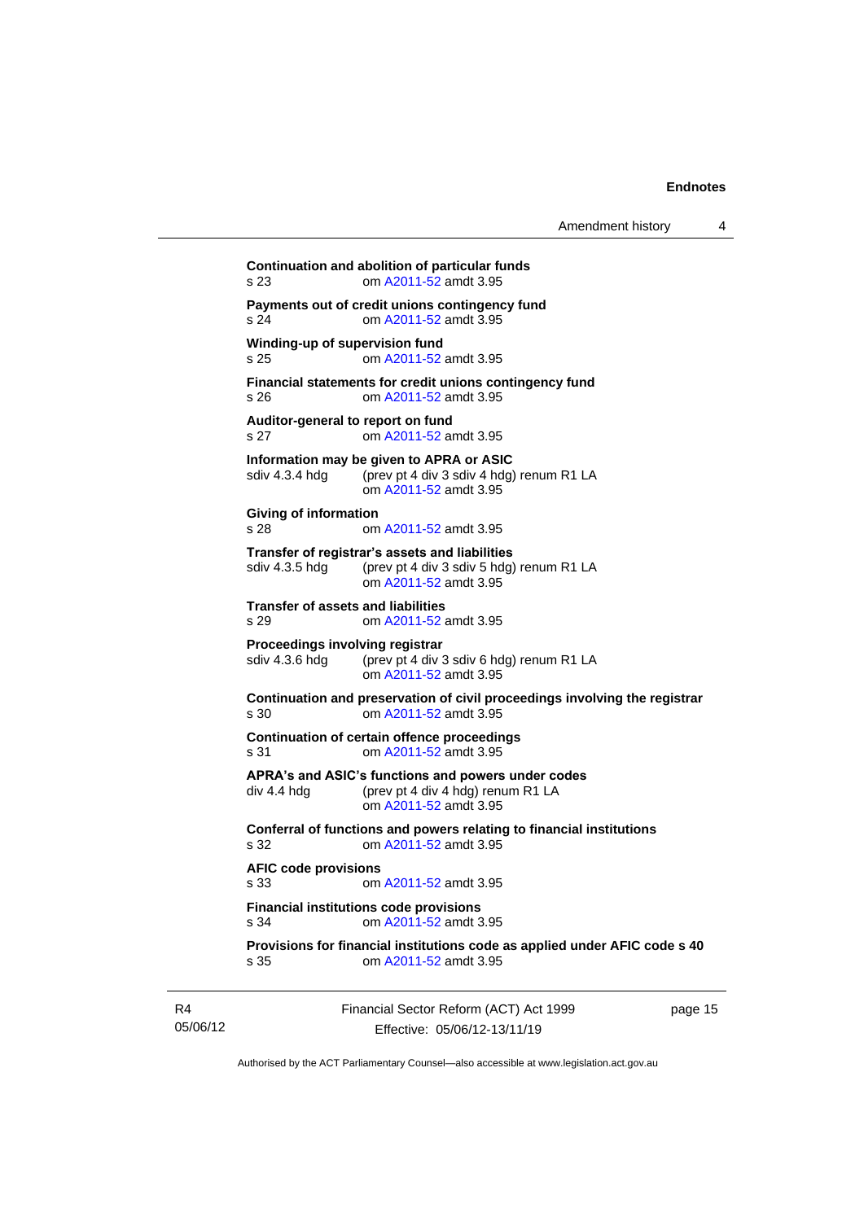**Continuation and abolition of particular funds**
s 23 om A2011-52 amdt 3.95

**Payments out of credit unions contingency fund**
s 24 om A2011-52 amdt 3.95

**Winding-up of supervision fund**
s 25 om A2011-52 amdt 3.95

**Financial statements for credit unions contingency fund**
s 26 om A2011-52 amdt 3.95

**Auditor-general to report on fund**
s 27 om A2011-52 amdt 3.95

**Information may be given to APRA or ASIC**
sdiv 4.3.4 hdg (prev pt 4 div 3 sdiv 4 hdg) renum R1 LA
om A2011-52 amdt 3.95

**Giving of information**
s 28 om A2011-52 amdt 3.95

**Transfer of registrar's assets and liabilities**
sdiv 4.3.5 hdg (prev pt 4 div 3 sdiv 5 hdg) renum R1 LA
om A2011-52 amdt 3.95

**Transfer of assets and liabilities**
s 29 om A2011-52 amdt 3.95

**Proceedings involving registrar**
sdiv 4.3.6 hdg (prev pt 4 div 3 sdiv 6 hdg) renum R1 LA
om A2011-52 amdt 3.95

**Continuation and preservation of civil proceedings involving the registrar**
s 30 om A2011-52 amdt 3.95

**Continuation of certain offence proceedings**
s 31 om A2011-52 amdt 3.95

**APRA's and ASIC's functions and powers under codes**
div 4.4 hdg (prev pt 4 div 4 hdg) renum R1 LA
om A2011-52 amdt 3.95

**Conferral of functions and powers relating to financial institutions**
s 32 om A2011-52 amdt 3.95

**AFIC code provisions**
s 33 om A2011-52 amdt 3.95

**Financial institutions code provisions**
s 34 om A2011-52 amdt 3.95

**Provisions for financial institutions code as applied under AFIC code s 40**
s 35 om A2011-52 amdt 3.95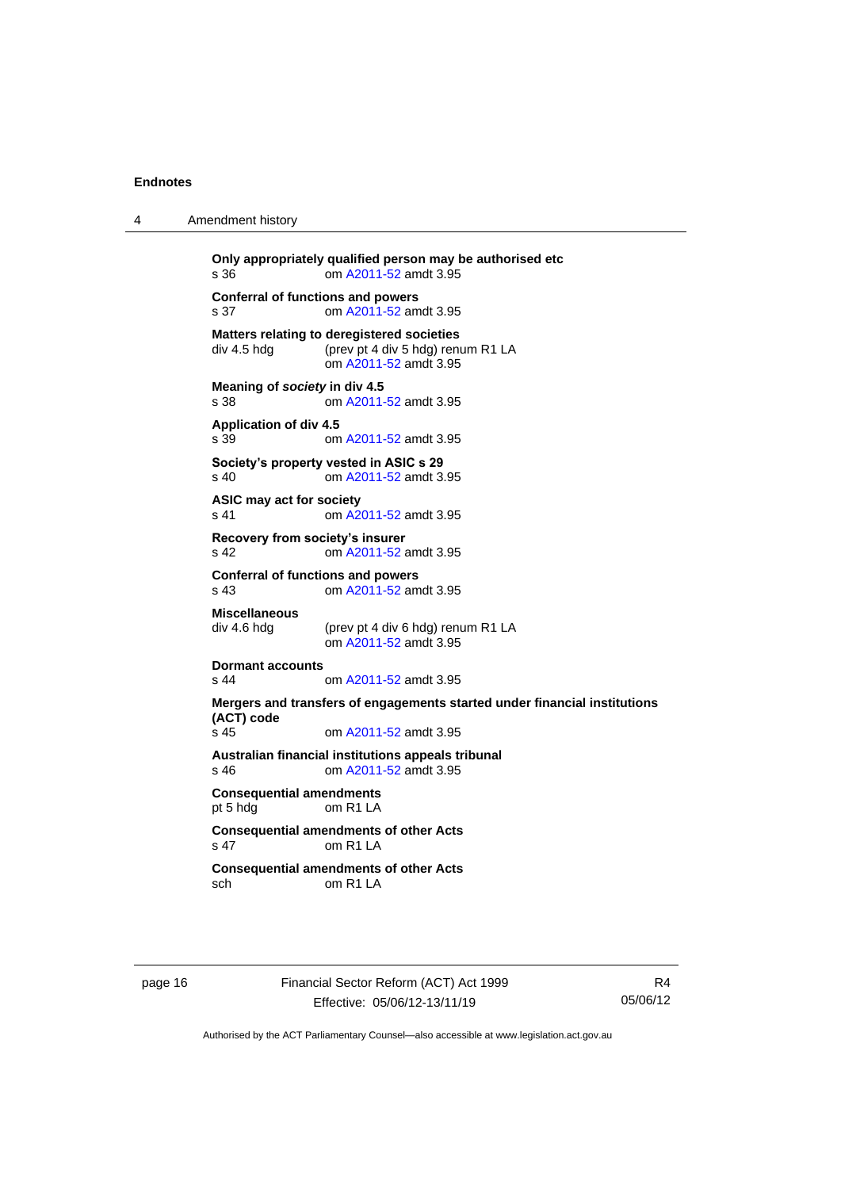**Only appropriately qualified person may be authorised etc**
s 36 om A2011-52 amdt 3.95

**Conferral of functions and powers**
s 37 om A2011-52 amdt 3.95

**Matters relating to deregistered societies**
div 4.5 hdg (prev pt 4 div 5 hdg) renum R1 LA
om A2011-52 amdt 3.95

**Meaning of *society* in div 4.5**
s 38 om A2011-52 amdt 3.95

**Application of div 4.5**
s 39 om A2011-52 amdt 3.95

**Society's property vested in ASIC s 29**
s 40 om A2011-52 amdt 3.95

**ASIC may act for society**
s 41 om A2011-52 amdt 3.95

**Recovery from society's insurer**
s 42 om A2011-52 amdt 3.95

**Conferral of functions and powers**
s 43 om A2011-52 amdt 3.95

**Miscellaneous**
div 4.6 hdg (prev pt 4 div 6 hdg) renum R1 LA
om A2011-52 amdt 3.95

**Dormant accounts**
s 44 om A2011-52 amdt 3.95

**Mergers and transfers of engagements started under financial institutions (ACT) code**
s 45 om A2011-52 amdt 3.95

**Australian financial institutions appeals tribunal**
s 46 om A2011-52 amdt 3.95

**Consequential amendments**
pt 5 hdg om R1 LA

**Consequential amendments of other Acts**
s 47 om R1 LA

**Consequential amendments of other Acts**
sch om R1 LA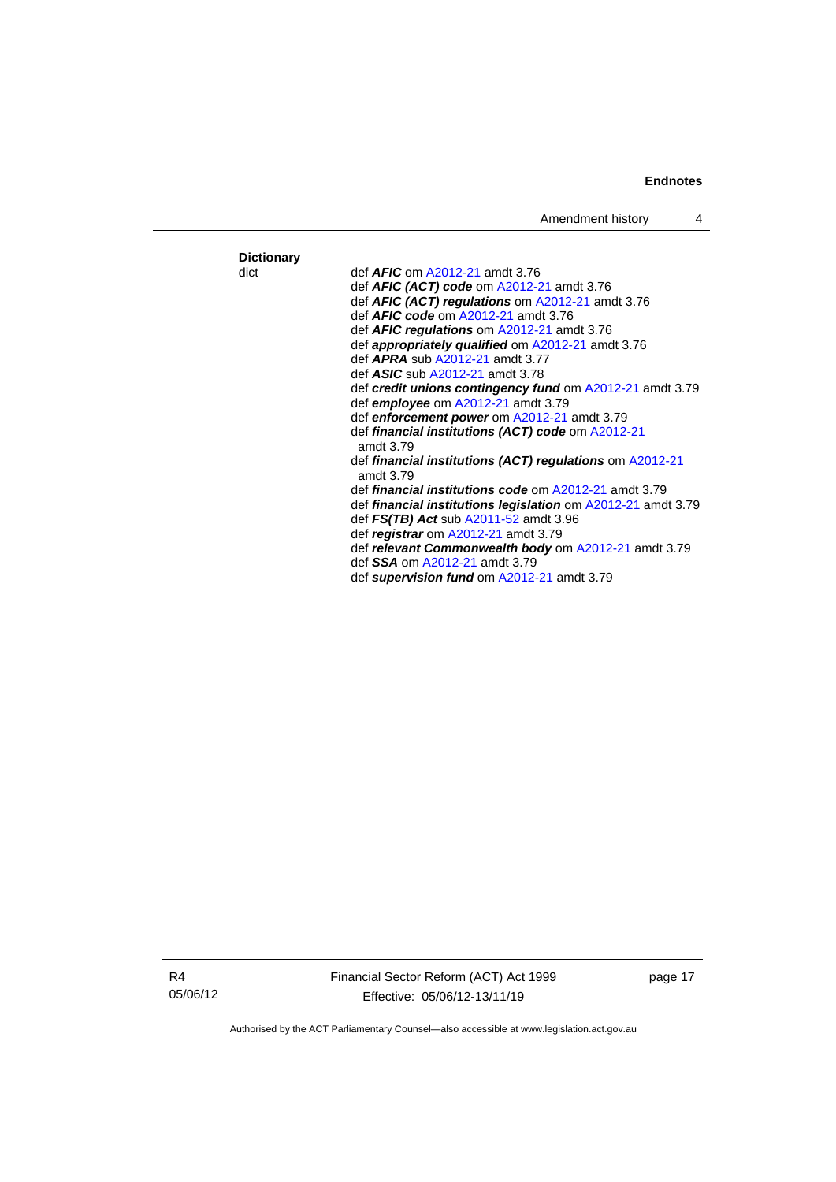**Dictionary**

dict

def ***AFIC*** om A2012-21 amdt 3.76
def ***AFIC (ACT) code*** om A2012-21 amdt 3.76
def ***AFIC (ACT) regulations*** om A2012-21 amdt 3.76
def ***AFIC code*** om A2012-21 amdt 3.76
def ***AFIC regulations*** om A2012-21 amdt 3.76
def ***appropriately qualified*** om A2012-21 amdt 3.76
def ***APRA*** sub A2012-21 amdt 3.77
def ***ASIC*** sub A2012-21 amdt 3.78
def ***credit unions contingency fund*** om A2012-21 amdt 3.79
def ***employee*** om A2012-21 amdt 3.79
def ***enforcement power*** om A2012-21 amdt 3.79
def ***financial institutions (ACT) code*** om A2012-21 amdt 3.79
def ***financial institutions (ACT) regulations*** om A2012-21 amdt 3.79
def ***financial institutions code*** om A2012-21 amdt 3.79
def ***financial institutions legislation*** om A2012-21 amdt 3.79
def ***FS(TB) Act*** sub A2011-52 amdt 3.96
def ***registrar*** om A2012-21 amdt 3.79
def ***relevant Commonwealth body*** om A2012-21 amdt 3.79
def ***SSA*** om A2012-21 amdt 3.79
def ***supervision fund*** om A2012-21 amdt 3.79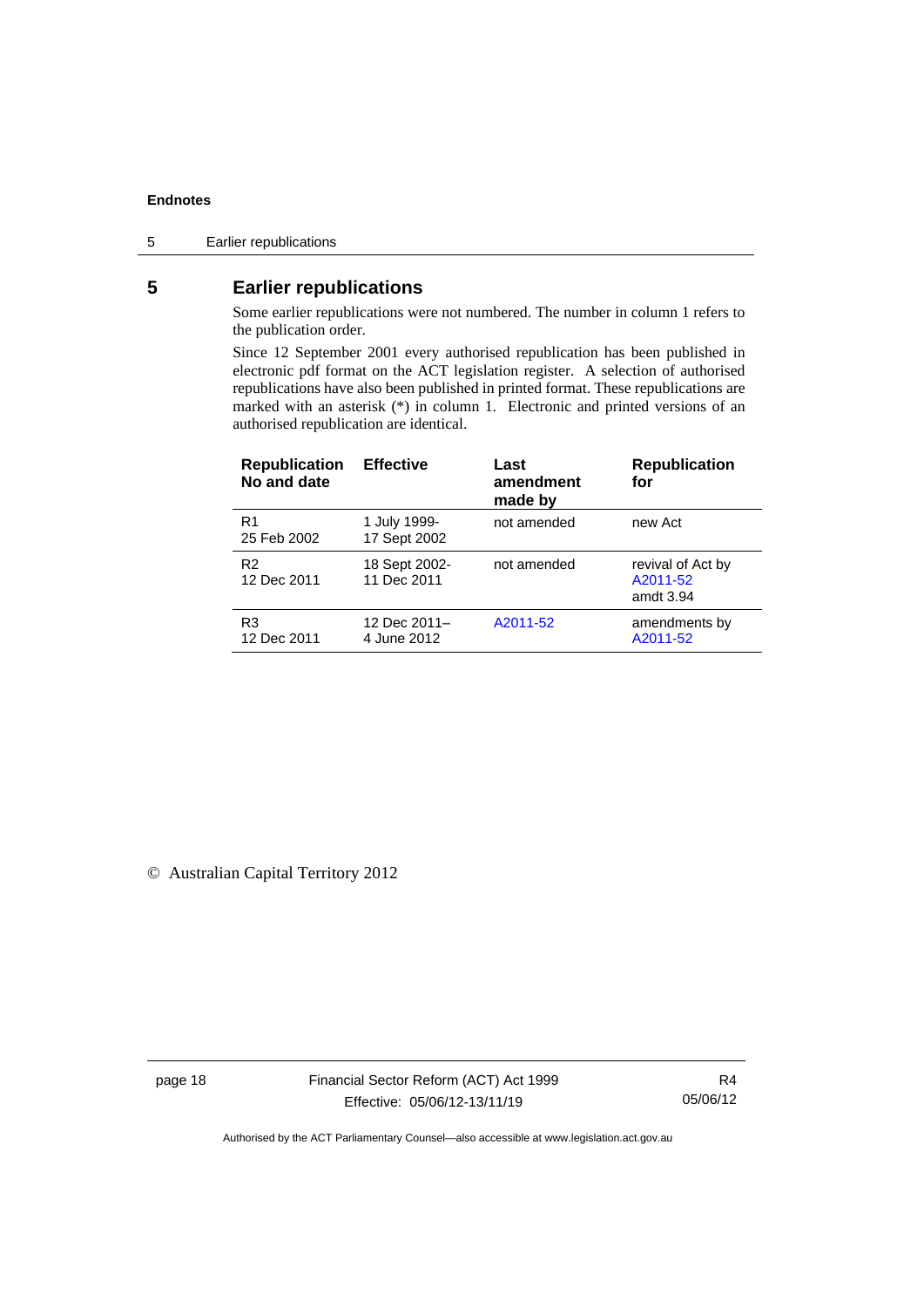## 5 Earlier republications

Some earlier republications were not numbered. The number in column 1 refers to the publication order.

Since 12 September 2001 every authorised republication has been published in electronic pdf format on the ACT legislation register. A selection of authorised republications have also been published in printed format. These republications are marked with an asterisk (*) in column 1. Electronic and printed versions of an authorised republication are identical.

| Republication No and date | Effective | Last amendment made by | Republication for |
|---|---|---|---|
| R1 25 Feb 2002 | 1 July 1999-17 Sept 2002 | not amended | new Act |
| R2 12 Dec 2011 | 18 Sept 2002-11 Dec 2011 | not amended | revival of Act by A2011-52 amdt 3.94 |
| R3 12 Dec 2011 | 12 Dec 2011–4 June 2012 | A2011-52 | amendments by A2011-52 |

© Australian Capital Territory 2012